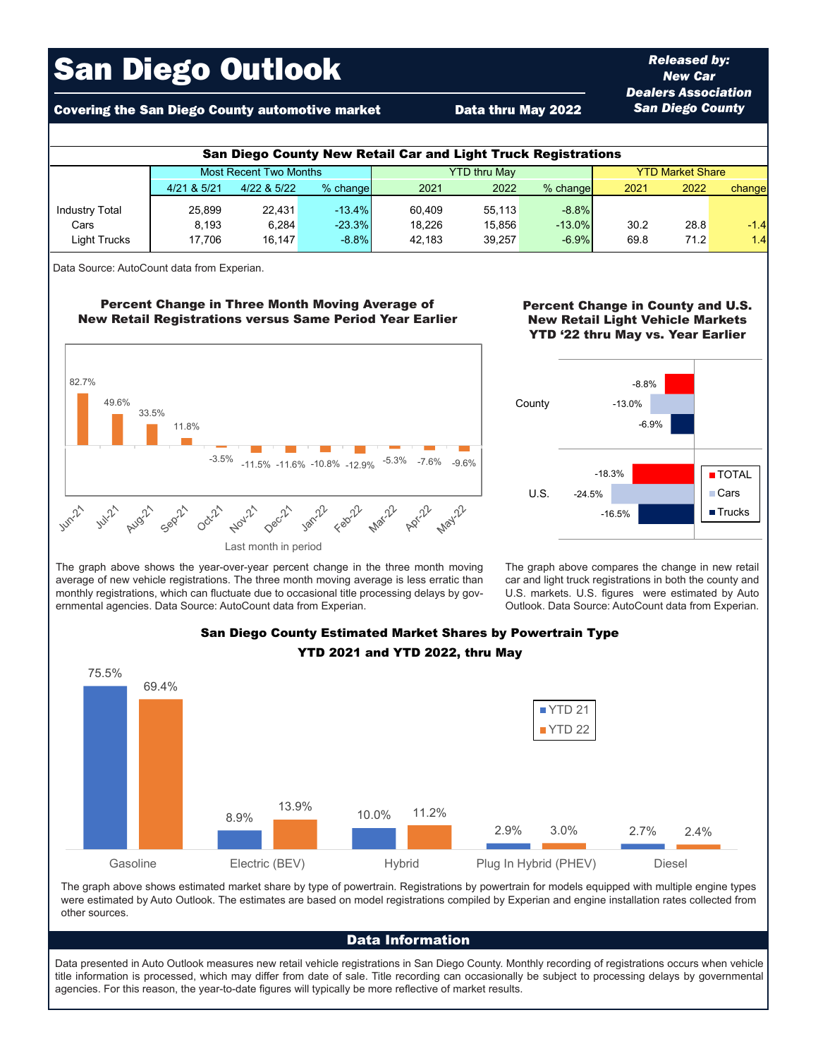# San Diego Outlook

**Covering the San Diego County automotive market** — **Data thru May 2022**

***Released by: New Car Dealers Association San Diego County***

## San Diego County New Retail Car and Light Truck Registrations

| | Most Recent Two Months | | | YTD thru May | | | YTD Market Share | | |
|---|---|---|---|---|---|---|---|---|---|
| | 4/21 & 5/21 | 4/22 & 5/22 | % change | 2021 | 2022 | % change | 2021 | 2022 | change |
| Industry Total | 25,899 | 22,431 | -13.4% | 60,409 | 55,113 | -8.8% | | | |
| Cars | 8,193 | 6,284 | -23.3% | 18,226 | 15,856 | -13.0% | 30.2 | 28.8 | -1.4 |
| Light Trucks | 17,706 | 16,147 | -8.8% | 42,183 | 39,257 | -6.9% | 69.8 | 71.2 | 1.4 |

Data Source: AutoCount data from Experian.

### Percent Change in Three Month Moving Average of New Retail Registrations versus Same Period Year Earlier

| Last month in period | % change |
|---|---|
| Jun-21 | 82.7% |
| Jul-21 | 49.6% |
| Aug-21 | 33.5% |
| Sep-21 | 11.8% |
| Oct-21 | -3.5% |
| Nov-21 | -11.5% |
| Dec-21 | -11.6% |
| Jan-22 | -10.8% |
| Feb-22 | -12.9% |
| Mar-22 | -5.3% |
| Apr-22 | -7.6% |
| May-22 | -9.6% |

The graph above shows the year-over-year percent change in the three month moving average of new vehicle registrations. The three month moving average is less erratic than monthly registrations, which can fluctuate due to occasional title processing delays by governmental agencies. Data Source: AutoCount data from Experian.

### Percent Change in County and U.S. New Retail Light Vehicle Markets YTD '22 thru May vs. Year Earlier

| | TOTAL | Cars | Trucks |
|---|---|---|---|
| County | -8.8% | -13.0% | -6.9% |
| U.S. | -18.3% | -24.5% | -16.5% |

The graph above compares the change in new retail car and light truck registrations in both the county and U.S. markets. U.S. figures were estimated by Auto Outlook. Data Source: AutoCount data from Experian.

### San Diego County Estimated Market Shares by Powertrain Type YTD 2021 and YTD 2022, thru May

| | YTD 21 | YTD 22 |
|---|---|---|
| Gasoline | 75.5% | 69.4% |
| Electric (BEV) | 8.9% | 13.9% |
| Hybrid | 10.0% | 11.2% |
| Plug In Hybrid (PHEV) | 2.9% | 3.0% |
| Diesel | 2.7% | 2.4% |

The graph above shows estimated market share by type of powertrain. Registrations by powertrain for models equipped with multiple engine types were estimated by Auto Outlook. The estimates are based on model registrations compiled by Experian and engine installation rates collected from other sources.

## Data Information

Data presented in Auto Outlook measures new retail vehicle registrations in San Diego County. Monthly recording of registrations occurs when vehicle title information is processed, which may differ from date of sale. Title recording can occasionally be subject to processing delays by governmental agencies. For this reason, the year-to-date figures will typically be more reflective of market results.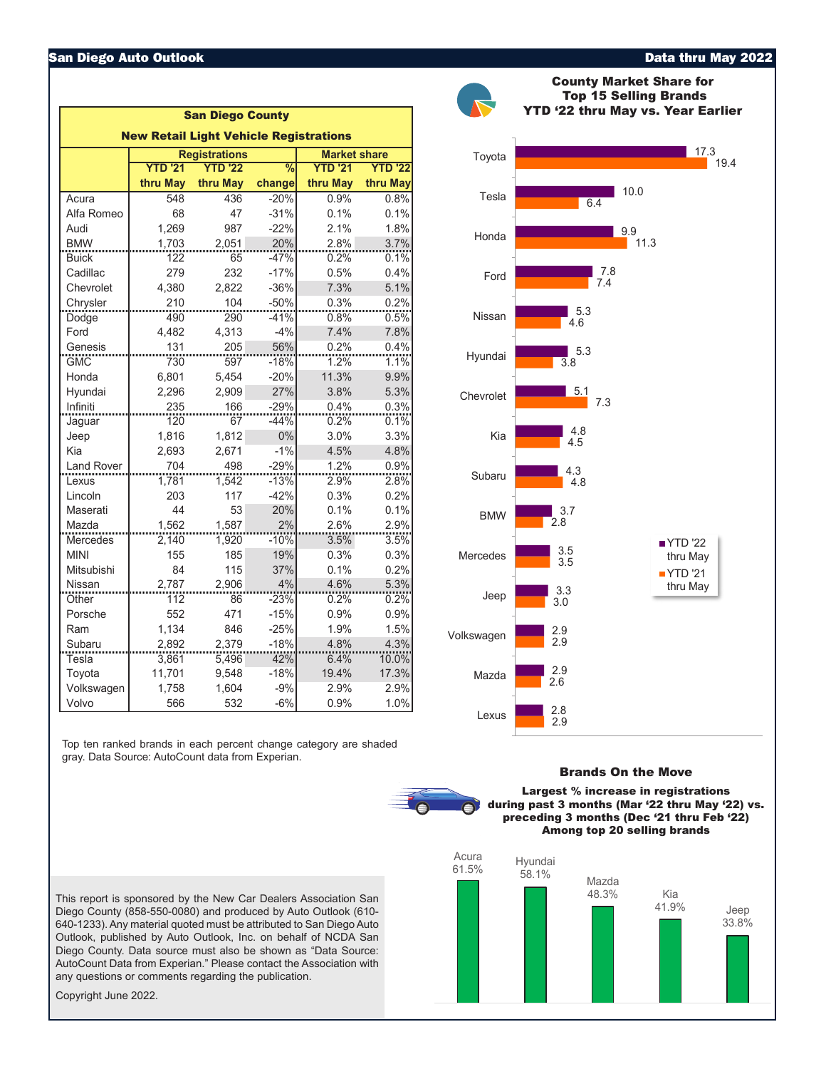## San Diego Auto Outlook

**Data thru May 2022**

### San Diego County
### New Retail Light Vehicle Registrations

| | Registrations | | | Market share | |
|---|---|---|---|---|---|
| | YTD '21 thru May | YTD '22 thru May | % change | YTD '21 thru May | YTD '22 thru May |
| Acura | 548 | 436 | -20% | 0.9% | 0.8% |
| Alfa Romeo | 68 | 47 | -31% | 0.1% | 0.1% |
| Audi | 1,269 | 987 | -22% | 2.1% | 1.8% |
| BMW | 1,703 | 2,051 | 20% | 2.8% | 3.7% |
| Buick | 122 | 65 | -47% | 0.2% | 0.1% |
| Cadillac | 279 | 232 | -17% | 0.5% | 0.4% |
| Chevrolet | 4,380 | 2,822 | -36% | 7.3% | 5.1% |
| Chrysler | 210 | 104 | -50% | 0.3% | 0.2% |
| Dodge | 490 | 290 | -41% | 0.8% | 0.5% |
| Ford | 4,482 | 4,313 | -4% | 7.4% | 7.8% |
| Genesis | 131 | 205 | 56% | 0.2% | 0.4% |
| GMC | 730 | 597 | -18% | 1.2% | 1.1% |
| Honda | 6,801 | 5,454 | -20% | 11.3% | 9.9% |
| Hyundai | 2,296 | 2,909 | 27% | 3.8% | 5.3% |
| Infiniti | 235 | 166 | -29% | 0.4% | 0.3% |
| Jaguar | 120 | 67 | -44% | 0.2% | 0.1% |
| Jeep | 1,816 | 1,812 | 0% | 3.0% | 3.3% |
| Kia | 2,693 | 2,671 | -1% | 4.5% | 4.8% |
| Land Rover | 704 | 498 | -29% | 1.2% | 0.9% |
| Lexus | 1,781 | 1,542 | -13% | 2.9% | 2.8% |
| Lincoln | 203 | 117 | -42% | 0.3% | 0.2% |
| Maserati | 44 | 53 | 20% | 0.1% | 0.1% |
| Mazda | 1,562 | 1,587 | 2% | 2.6% | 2.9% |
| Mercedes | 2,140 | 1,920 | -10% | 3.5% | 3.5% |
| MINI | 155 | 185 | 19% | 0.3% | 0.3% |
| Mitsubishi | 84 | 115 | 37% | 0.1% | 0.2% |
| Nissan | 2,787 | 2,906 | 4% | 4.6% | 5.3% |
| Other | 112 | 86 | -23% | 0.2% | 0.2% |
| Porsche | 552 | 471 | -15% | 0.9% | 0.9% |
| Ram | 1,134 | 846 | -25% | 1.9% | 1.5% |
| Subaru | 2,892 | 2,379 | -18% | 4.8% | 4.3% |
| Tesla | 3,861 | 5,496 | 42% | 6.4% | 10.0% |
| Toyota | 11,701 | 9,548 | -18% | 19.4% | 17.3% |
| Volkswagen | 1,758 | 1,604 | -9% | 2.9% | 2.9% |
| Volvo | 566 | 532 | -6% | 0.9% | 1.0% |

Top ten ranked brands in each percent change category are shaded gray. Data Source: AutoCount data from Experian.

### County Market Share for Top 15 Selling Brands YTD '22 thru May vs. Year Earlier

Toyota 17.3 19.4
Tesla 10.0 6.4
Honda 9.9 11.3
Ford 7.8 7.4
Nissan 5.3 4.6
Hyundai 5.3 3.8
Chevrolet 5.1 7.3
Kia 4.8 4.5
Subaru 4.3 4.8
BMW 3.7 2.8
Mercedes 3.5 3.5
Jeep 3.3 3.0
Volkswagen 2.9 2.9
Mazda 2.9 2.6
Lexus 2.8 2.9

YTD '22 thru May
YTD '21 thru May

### Brands On the Move

**Largest % increase in registrations during past 3 months (Mar '22 thru May '22) vs. preceding 3 months (Dec '21 thru Feb '22) Among top 20 selling brands**

Acura 61.5%
Hyundai 58.1%
Mazda 48.3%
Kia 41.9%
Jeep 33.8%

This report is sponsored by the New Car Dealers Association San Diego County (858-550-0080) and produced by Auto Outlook (610-640-1233). Any material quoted must be attributed to San Diego Auto Outlook, published by Auto Outlook, Inc. on behalf of NCDA San Diego County. Data source must also be shown as "Data Source: AutoCount Data from Experian." Please contact the Association with any questions or comments regarding the publication.

Copyright June 2022.